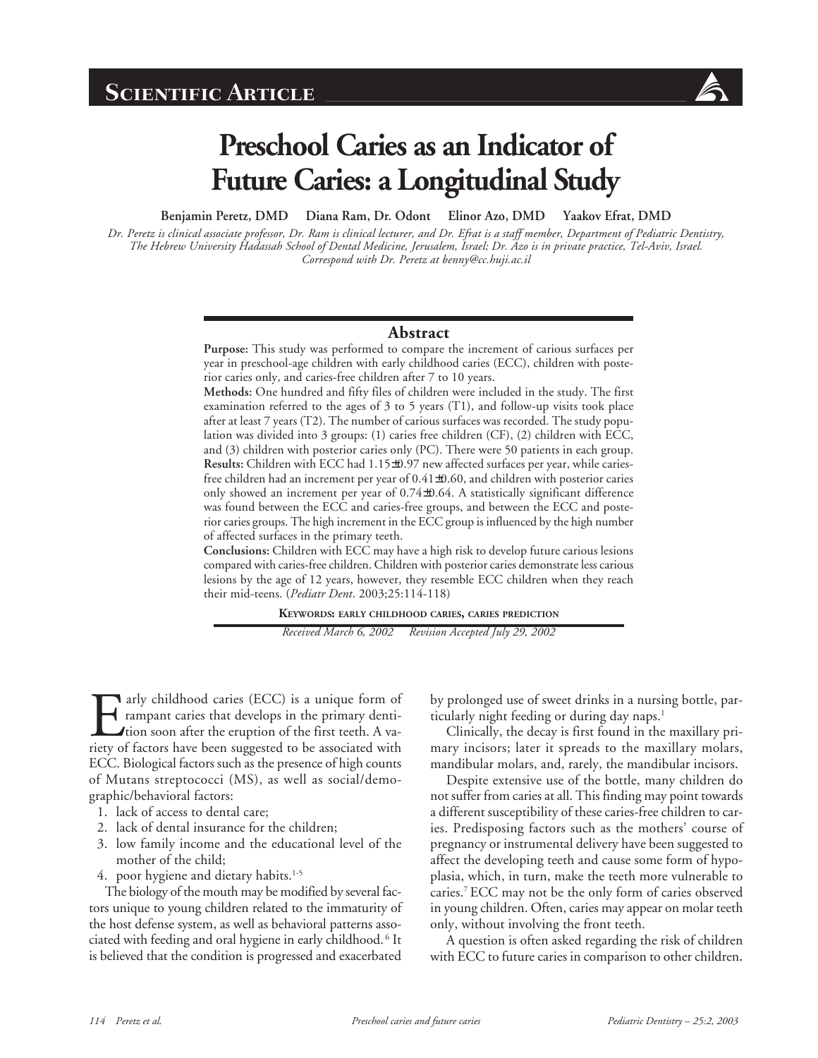SCIENTIFIC ARTICLE

# Preschool Caries as an Indicator of Future Caries: a Longitudinal Study

**Benjamin Peretz, DMD   Diana Ram, Dr. Odont   Elinor Azo, DMD   Yaakov Efrat, DMD**

*Dr. Peretz is clinical associate professor, Dr. Ram is clinical lecturer, and Dr. Efrat is a staff member, Department of Pediatric Dentistry, The Hebrew University Hadassah School of Dental Medicine, Jerusalem, Israel; Dr. Azo is in private practice, Tel-Aviv, Israel. Correspond with Dr. Peretz at benny@cc.huji.ac.il*

## Abstract

**Purpose:** This study was performed to compare the increment of carious surfaces per year in preschool-age children with early childhood caries (ECC), children with posterior caries only, and caries-free children after 7 to 10 years.

**Methods:** One hundred and fifty files of children were included in the study. The first examination referred to the ages of 3 to 5 years (T1), and follow-up visits took place after at least 7 years (T2). The number of carious surfaces was recorded. The study population was divided into 3 groups: (1) caries free children (CF), (2) children with ECC, and (3) children with posterior caries only (PC). There were 50 patients in each group.

**Results:** Children with ECC had 1.15±0.97 new affected surfaces per year, while caries-free children had an increment per year of 0.41±0.60, and children with posterior caries only showed an increment per year of 0.74±0.64. A statistically significant difference was found between the ECC and caries-free groups, and between the ECC and posterior caries groups. The high increment in the ECC group is influenced by the high number of affected surfaces in the primary teeth.

**Conclusions:** Children with ECC may have a high risk to develop future carious lesions compared with caries-free children. Children with posterior caries demonstrate less carious lesions by the age of 12 years, however, they resemble ECC children when they reach their mid-teens. (*Pediatr Dent*. 2003;25:114-118)

**KEYWORDS: EARLY CHILDHOOD CARIES, CARIES PREDICTION**

*Received March 6, 2002   Revision Accepted July 29, 2002*

Early childhood caries (ECC) is a unique form of rampant caries that develops in the primary dentition soon after the eruption of the first teeth. A variety of factors have been suggested to be associated with ECC. Biological factors such as the presence of high counts of Mutans streptococci (MS), as well as social/demographic/behavioral factors:

1. lack of access to dental care;
2. lack of dental insurance for the children;
3. low family income and the educational level of the mother of the child;
4. poor hygiene and dietary habits.[1-5]

The biology of the mouth may be modified by several factors unique to young children related to the immaturity of the host defense system, as well as behavioral patterns associated with feeding and oral hygiene in early childhood.[6] It is believed that the condition is progressed and exacerbated by prolonged use of sweet drinks in a nursing bottle, particularly night feeding or during day naps.[1]

Clinically, the decay is first found in the maxillary primary incisors; later it spreads to the maxillary molars, mandibular molars, and, rarely, the mandibular incisors.

Despite extensive use of the bottle, many children do not suffer from caries at all. This finding may point towards a different susceptibility of these caries-free children to caries. Predisposing factors such as the mothers' course of pregnancy or instrumental delivery have been suggested to affect the developing teeth and cause some form of hypoplasia, which, in turn, make the teeth more vulnerable to caries.[7] ECC may not be the only form of caries observed in young children. Often, caries may appear on molar teeth only, without involving the front teeth.

A question is often asked regarding the risk of children with ECC to future caries in comparison to other children.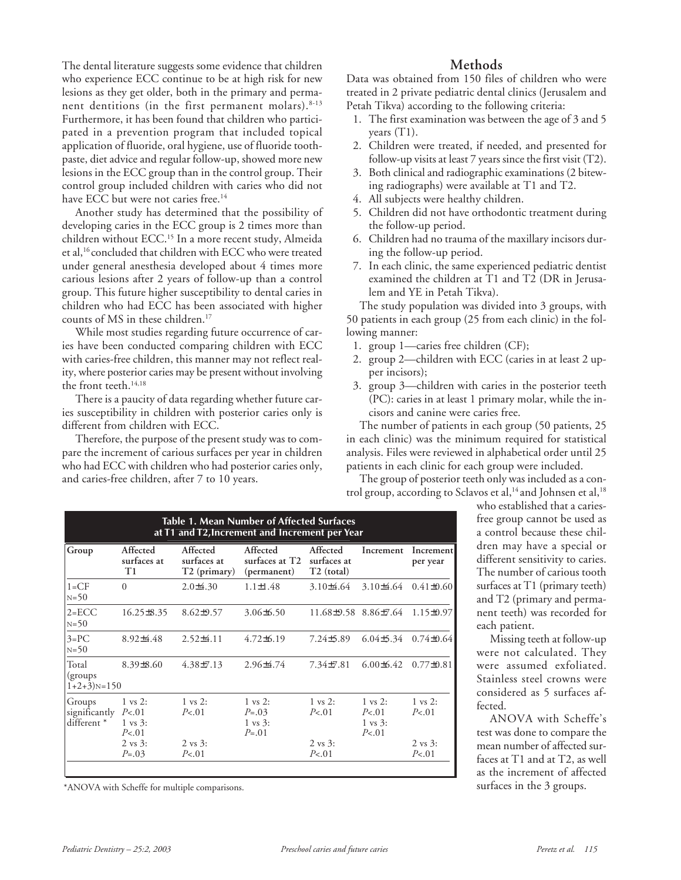The dental literature suggests some evidence that children who experience ECC continue to be at high risk for new lesions as they get older, both in the primary and permanent dentitions (in the first permanent molars).[8-13] Furthermore, it has been found that children who participated in a prevention program that included topical application of fluoride, oral hygiene, use of fluoride toothpaste, diet advice and regular follow-up, showed more new lesions in the ECC group than in the control group. Their control group included children with caries who did not have ECC but were not caries free.[14]

Another study has determined that the possibility of developing caries in the ECC group is 2 times more than children without ECC.[15] In a more recent study, Almeida et al,[16] concluded that children with ECC who were treated under general anesthesia developed about 4 times more carious lesions after 2 years of follow-up than a control group. This future higher susceptibility to dental caries in children who had ECC has been associated with higher counts of MS in these children.[17]

While most studies regarding future occurrence of caries have been conducted comparing children with ECC with caries-free children, this manner may not reflect reality, where posterior caries may be present without involving the front teeth.[14,18]

There is a paucity of data regarding whether future caries susceptibility in children with posterior caries only is different from children with ECC.

Therefore, the purpose of the present study was to compare the increment of carious surfaces per year in children who had ECC with children who had posterior caries only, and caries-free children, after 7 to 10 years.

## Methods

Data was obtained from 150 files of children who were treated in 2 private pediatric dental clinics (Jerusalem and Petah Tikva) according to the following criteria:

1. The first examination was between the age of 3 and 5 years (T1).
2. Children were treated, if needed, and presented for follow-up visits at least 7 years since the first visit (T2).
3. Both clinical and radiographic examinations (2 bitewing radiographs) were available at T1 and T2.
4. All subjects were healthy children.
5. Children did not have orthodontic treatment during the follow-up period.
6. Children had no trauma of the maxillary incisors during the follow-up period.
7. In each clinic, the same experienced pediatric dentist examined the children at T1 and T2 (DR in Jerusalem and YE in Petah Tikva).

The study population was divided into 3 groups, with 50 patients in each group (25 from each clinic) in the following manner:

1. group 1—caries free children (CF);
2. group 2—children with ECC (caries in at least 2 upper incisors);
3. group 3—children with caries in the posterior teeth (PC): caries in at least 1 primary molar, while the incisors and canine were caries free.

The number of patients in each group (50 patients, 25 in each clinic) was the minimum required for statistical analysis. Files were reviewed in alphabetical order until 25 patients in each clinic for each group were included.

The group of posterior teeth only was included as a control group, according to Sclavos et al,[14] and Johnsen et al,[18] who established that a caries-free group cannot be used as a control because these children may have a special or different sensitivity to caries. The number of carious tooth surfaces at T1 (primary teeth) and T2 (primary and permanent teeth) was recorded for each patient.

Missing teeth at follow-up were not calculated. They were assumed exfoliated. Stainless steel crowns were considered as 5 surfaces affected.

ANOVA with Scheffe's test was done to compare the mean number of affected surfaces at T1 and at T2, as well as the increment of affected surfaces in the 3 groups.

**Table 1. Mean Number of Affected Surfaces at T1 and T2, Increment and Increment per Year**

| Group | Affected surfaces at T1 | Affected surfaces at T2 (primary) | Affected surfaces at T2 (permanent) | Affected surfaces at T2 (total) | Increment | Increment per year |
|---|---|---|---|---|---|---|
| 1=CF N=50 | 0 | 2.0±4.30 | 1.1±1.48 | 3.10±4.64 | 3.10±4.64 | 0.41±0.60 |
| 2=ECC N=50 | 16.25±8.35 | 8.62±9.57 | 3.06±6.50 | 11.68±9.58 | 8.86±7.64 | 1.15±0.97 |
| 3=PC N=50 | 8.92±4.48 | 2.52±4.11 | 4.72±6.19 | 7.24±5.89 | 6.04±5.34 | 0.74±0.64 |
| Total (groups 1+2+3) N=150 | 8.39±8.60 | 4.38±7.13 | 2.96±4.74 | 7.34±7.81 | 6.00±6.42 | 0.77±0.81 |
| Groups significantly different * | 1 vs 2: P<.01; 1 vs 3: P<.01; 2 vs 3: P=.03 | 1 vs 2: P<.01; 2 vs 3: P<.01 | 1 vs 2: P=.03; 1 vs 3: P=.01 | 1 vs 2: P<.01; 2 vs 3: P<.01 | 1 vs 2: P<.01; 1 vs 3: P<.01 | 1 vs 2: P<.01; 2 vs 3: P<.01 |

*ANOVA with Scheffe for multiple comparisons.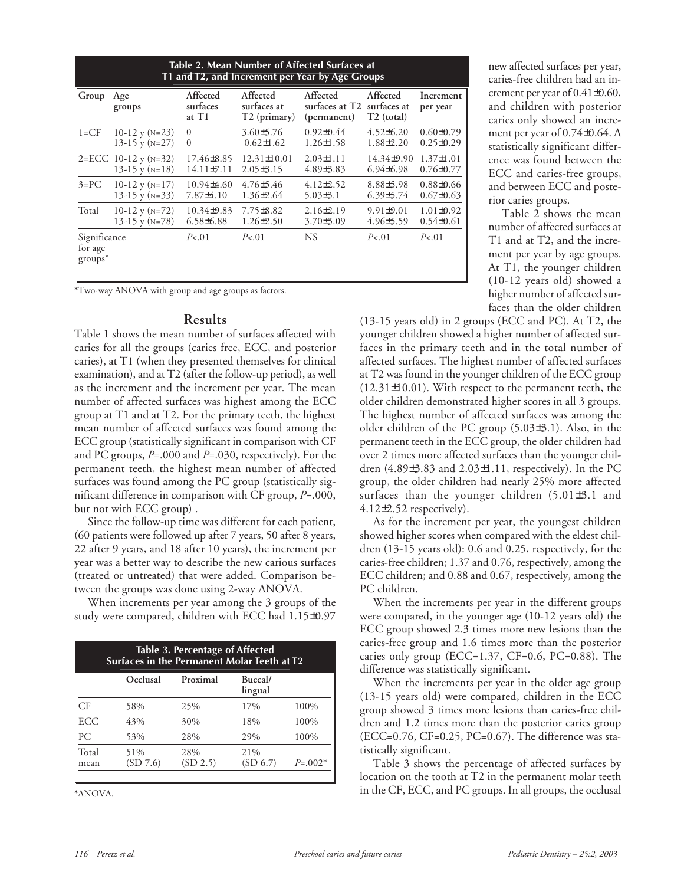**Table 2. Mean Number of Affected Surfaces at T1 and T2, and Increment per Year by Age Groups**

| Group | Age groups | Affected surfaces at T1 | Affected surfaces at T2 (primary) | Affected surfaces at T2 (permanent) | Affected surfaces at T2 (total) | Increment per year |
|---|---|---|---|---|---|---|
| 1=CF | 10-12 y (N=23) | 0 | 3.60±5.76 | 0.92±0.44 | 4.52±6.20 | 0.60±0.79 |
| | 13-15 y (N=27) | 0 | 0.62±1.62 | 1.26±1.58 | 1.88±2.20 | 0.25±0.29 |
| 2=ECC | 10-12 y (N=32) | 17.46±8.85 | 12.31±10.01 | 2.03±1.11 | 14.34±9.90 | 1.37±1.01 |
| | 13-15 y (N=18) | 14.11±7.11 | 2.05±3.15 | 4.89±3.83 | 6.94±6.98 | 0.76±0.77 |
| 3=PC | 10-12 y (N=17) | 10.94±4.60 | 4.76±5.46 | 4.12±2.52 | 8.88±5.98 | 0.88±0.66 |
| | 13-15 y (N=33) | 7.87±4.10 | 1.36±2.64 | 5.03±3.1 | 6.39±5.74 | 0.67±0.63 |
| Total | 10-12 y (N=72) | 10.34±9.83 | 7.75±8.82 | 2.16±2.19 | 9.91±9.01 | 1.01±0.92 |
| | 13-15 y (N=78) | 6.58±6.88 | 1.26±2.50 | 3.70±3.09 | 4.96±5.59 | 0.54±0.61 |
| Significance for age groups* | | $P<.01$ | $P<.01$ | NS | $P<.01$ | $P<.01$ |

*Two-way ANOVA with group and age groups as factors.

## Results

Table 1 shows the mean number of surfaces affected with caries for all the groups (caries free, ECC, and posterior caries), at T1 (when they presented themselves for clinical examination), and at T2 (after the follow-up period), as well as the increment and the increment per year. The mean number of affected surfaces was highest among the ECC group at T1 and at T2. For the primary teeth, the highest mean number of affected surfaces was found among the ECC group (statistically significant in comparison with CF and PC groups, $P=.000$ and $P=.030$, respectively). For the permanent teeth, the highest mean number of affected surfaces was found among the PC group (statistically significant difference in comparison with CF group, $P=.000$, but not with ECC group) .

Since the follow-up time was different for each patient, (60 patients were followed up after 7 years, 50 after 8 years, 22 after 9 years, and 18 after 10 years), the increment per year was a better way to describe the new carious surfaces (treated or untreated) that were added. Comparison between the groups was done using 2-way ANOVA.

When increments per year among the 3 groups of the study were compared, children with ECC had 1.15±0.97 new affected surfaces per year, caries-free children had an increment per year of 0.41±0.60, and children with posterior caries only showed an increment per year of 0.74±0.64. A statistically significant difference was found between the ECC and caries-free groups, and between ECC and posterior caries groups.

Table 2 shows the mean number of affected surfaces at T1 and at T2, and the increment per year by age groups. At T1, the younger children (10-12 years old) showed a higher number of affected surfaces than the older children (13-15 years old) in 2 groups (ECC and PC). At T2, the younger children showed a higher number of affected surfaces in the primary teeth and in the total number of affected surfaces. The highest number of affected surfaces at T2 was found in the younger children of the ECC group (12.31±10.01). With respect to the permanent teeth, the older children demonstrated higher scores in all 3 groups. The highest number of affected surfaces was among the older children of the PC group (5.03±3.1). Also, in the permanent teeth in the ECC group, the older children had over 2 times more affected surfaces than the younger children (4.89±3.83 and 2.03±1.11, respectively). In the PC group, the older children had nearly 25% more affected surfaces than the younger children (5.01±3.1 and 4.12±2.52 respectively).

As for the increment per year, the youngest children showed higher scores when compared with the eldest children (13-15 years old): 0.6 and 0.25, respectively, for the caries-free children; 1.37 and 0.76, respectively, among the ECC children; and 0.88 and 0.67, respectively, among the PC children.

When the increments per year in the different groups were compared, in the younger age (10-12 years old) the ECC group showed 2.3 times more new lesions than the caries-free group and 1.6 times more than the posterior caries only group (ECC=1.37, CF=0.6, PC=0.88). The difference was statistically significant.

When the increments per year in the older age group (13-15 years old) were compared, children in the ECC group showed 3 times more lesions than caries-free children and 1.2 times more than the posterior caries group (ECC=0.76, CF=0.25, PC=0.67). The difference was statistically significant.

Table 3 shows the percentage of affected surfaces by location on the tooth at T2 in the permanent molar teeth in the CF, ECC, and PC groups. In all groups, the occlusal

**Table 3. Percentage of Affected Surfaces in the Permanent Molar Teeth at T2**

| | Occlusal | Proximal | Buccal/lingual | |
|---|---|---|---|---|
| CF | 58% | 25% | 17% | 100% |
| ECC | 43% | 30% | 18% | 100% |
| PC | 53% | 28% | 29% | 100% |
| Total mean | 51% (SD 7.6) | 28% (SD 2.5) | 21% (SD 6.7) | $P=.002$* |

*ANOVA.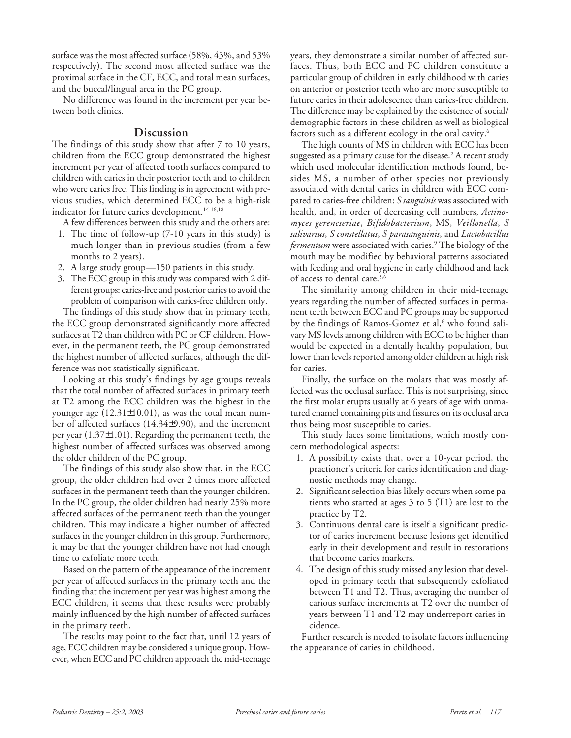surface was the most affected surface (58%, 43%, and 53% respectively). The second most affected surface was the proximal surface in the CF, ECC, and total mean surfaces, and the buccal/lingual area in the PC group.

No difference was found in the increment per year between both clinics.

## Discussion

The findings of this study show that after 7 to 10 years, children from the ECC group demonstrated the highest increment per year of affected tooth surfaces compared to children with caries in their posterior teeth and to children who were caries free. This finding is in agreement with previous studies, which determined ECC to be a high-risk indicator for future caries development.[14-16,18]

A few differences between this study and the others are:

1. The time of follow-up (7-10 years in this study) is much longer than in previous studies (from a few months to 2 years).
2. A large study group—150 patients in this study.
3. The ECC group in this study was compared with 2 different groups: caries-free and posterior caries to avoid the problem of comparison with caries-free children only.

The findings of this study show that in primary teeth, the ECC group demonstrated significantly more affected surfaces at T2 than children with PC or CF children. However, in the permanent teeth, the PC group demonstrated the highest number of affected surfaces, although the difference was not statistically significant.

Looking at this study's findings by age groups reveals that the total number of affected surfaces in primary teeth at T2 among the ECC children was the highest in the younger age (12.31±10.01), as was the total mean number of affected surfaces (14.34±9.90), and the increment per year (1.37±1.01). Regarding the permanent teeth, the highest number of affected surfaces was observed among the older children of the PC group.

The findings of this study also show that, in the ECC group, the older children had over 2 times more affected surfaces in the permanent teeth than the younger children. In the PC group, the older children had nearly 25% more affected surfaces of the permanent teeth than the younger children. This may indicate a higher number of affected surfaces in the younger children in this group. Furthermore, it may be that the younger children have not had enough time to exfoliate more teeth.

Based on the pattern of the appearance of the increment per year of affected surfaces in the primary teeth and the finding that the increment per year was highest among the ECC children, it seems that these results were probably mainly influenced by the high number of affected surfaces in the primary teeth.

The results may point to the fact that, until 12 years of age, ECC children may be considered a unique group. However, when ECC and PC children approach the mid-teenage years, they demonstrate a similar number of affected surfaces. Thus, both ECC and PC children constitute a particular group of children in early childhood with caries on anterior or posterior teeth who are more susceptible to future caries in their adolescence than caries-free children. The difference may be explained by the existence of social/demographic factors in these children as well as biological factors such as a different ecology in the oral cavity.[6]

The high counts of MS in children with ECC has been suggested as a primary cause for the disease.[2] A recent study which used molecular identification methods found, besides MS, a number of other species not previously associated with dental caries in children with ECC compared to caries-free children: *S sanguinis* was associated with health, and, in order of decreasing cell numbers, *Actinomyces gerencseriae*, *Bifidobacterium*, MS, *Veillonella*, *S salivarius*, *S constellatus*, *S parasanguinis*, and *Lactobacillus fermentum* were associated with caries.[9] The biology of the mouth may be modified by behavioral patterns associated with feeding and oral hygiene in early childhood and lack of access to dental care.[5,6]

The similarity among children in their mid-teenage years regarding the number of affected surfaces in permanent teeth between ECC and PC groups may be supported by the findings of Ramos-Gomez et al,[6] who found salivary MS levels among children with ECC to be higher than would be expected in a dentally healthy population, but lower than levels reported among older children at high risk for caries.

Finally, the surface on the molars that was mostly affected was the occlusal surface. This is not surprising, since the first molar erupts usually at 6 years of age with unmatured enamel containing pits and fissures on its occlusal area thus being most susceptible to caries.

This study faces some limitations, which mostly concern methodological aspects:

1. A possibility exists that, over a 10-year period, the practioner's criteria for caries identification and diagnostic methods may change.
2. Significant selection bias likely occurs when some patients who started at ages 3 to 5 (T1) are lost to the practice by T2.
3. Continuous dental care is itself a significant predictor of caries increment because lesions get identified early in their development and result in restorations that become caries markers.
4. The design of this study missed any lesion that developed in primary teeth that subsequently exfoliated between T1 and T2. Thus, averaging the number of carious surface increments at T2 over the number of years between T1 and T2 may underreport caries incidence.

Further research is needed to isolate factors influencing the appearance of caries in childhood.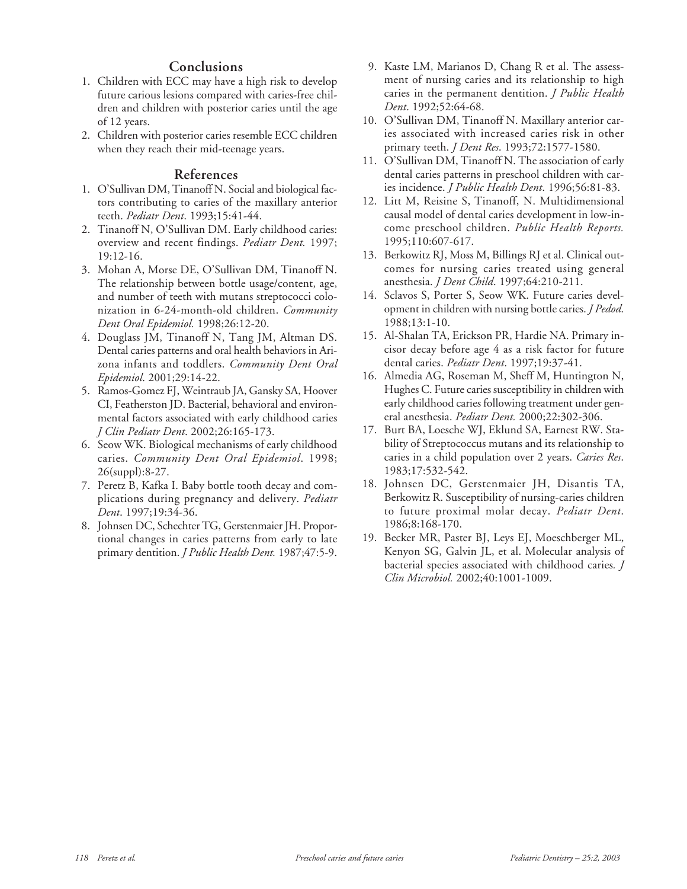## Conclusions

1. Children with ECC may have a high risk to develop future carious lesions compared with caries-free children and children with posterior caries until the age of 12 years.
2. Children with posterior caries resemble ECC children when they reach their mid-teenage years.

## References

1. O'Sullivan DM, Tinanoff N. Social and biological factors contributing to caries of the maxillary anterior teeth. *Pediatr Dent*. 1993;15:41-44.
2. Tinanoff N, O'Sullivan DM. Early childhood caries: overview and recent findings. *Pediatr Dent.* 1997; 19:12-16.
3. Mohan A, Morse DE, O'Sullivan DM, Tinanoff N. The relationship between bottle usage/content, age, and number of teeth with mutans streptococci colonization in 6-24-month-old children. *Community Dent Oral Epidemiol.* 1998;26:12-20.
4. Douglass JM, Tinanoff N, Tang JM, Altman DS. Dental caries patterns and oral health behaviors in Arizona infants and toddlers. *Community Dent Oral Epidemiol.* 2001;29:14-22.
5. Ramos-Gomez FJ, Weintraub JA, Gansky SA, Hoover CI, Featherston JD. Bacterial, behavioral and environmental factors associated with early childhood caries *J Clin Pediatr Dent*. 2002;26:165-173.
6. Seow WK. Biological mechanisms of early childhood caries. *Community Dent Oral Epidemiol*. 1998; 26(suppl):8-27.
7. Peretz B, Kafka I. Baby bottle tooth decay and complications during pregnancy and delivery. *Pediatr Dent*. 1997;19:34-36.
8. Johnsen DC, Schechter TG, Gerstenmaier JH. Proportional changes in caries patterns from early to late primary dentition. *J Public Health Dent.* 1987;47:5-9.
9. Kaste LM, Marianos D, Chang R et al. The assessment of nursing caries and its relationship to high caries in the permanent dentition. *J Public Health Dent*. 1992;52:64-68.
10. O'Sullivan DM, Tinanoff N. Maxillary anterior caries associated with increased caries risk in other primary teeth. *J Dent Res*. 1993;72:1577-1580.
11. O'Sullivan DM, Tinanoff N. The association of early dental caries patterns in preschool children with caries incidence. *J Public Health Dent*. 1996;56:81-83.
12. Litt M, Reisine S, Tinanoff, N. Multidimensional causal model of dental caries development in low-income preschool children. *Public Health Reports.* 1995;110:607-617.
13. Berkowitz RJ, Moss M, Billings RJ et al. Clinical outcomes for nursing caries treated using general anesthesia. *J Dent Child*. 1997;64:210-211.
14. Sclavos S, Porter S, Seow WK. Future caries development in children with nursing bottle caries. *J Pedod.* 1988;13:1-10.
15. Al-Shalan TA, Erickson PR, Hardie NA. Primary incisor decay before age 4 as a risk factor for future dental caries. *Pediatr Dent*. 1997;19:37-41.
16. Almedia AG, Roseman M, Sheff M, Huntington N, Hughes C. Future caries susceptibility in children with early childhood caries following treatment under general anesthesia. *Pediatr Dent.* 2000;22:302-306.
17. Burt BA, Loesche WJ, Eklund SA, Earnest RW. Stability of Streptococcus mutans and its relationship to caries in a child population over 2 years. *Caries Res*. 1983;17:532-542.
18. Johnsen DC, Gerstenmaier JH, Disantis TA, Berkowitz R. Susceptibility of nursing-caries children to future proximal molar decay. *Pediatr Dent*. 1986;8:168-170.
19. Becker MR, Paster BJ, Leys EJ, Moeschberger ML, Kenyon SG, Galvin JL, et al. Molecular analysis of bacterial species associated with childhood caries. *J Clin Microbiol.* 2002;40:1001-1009.